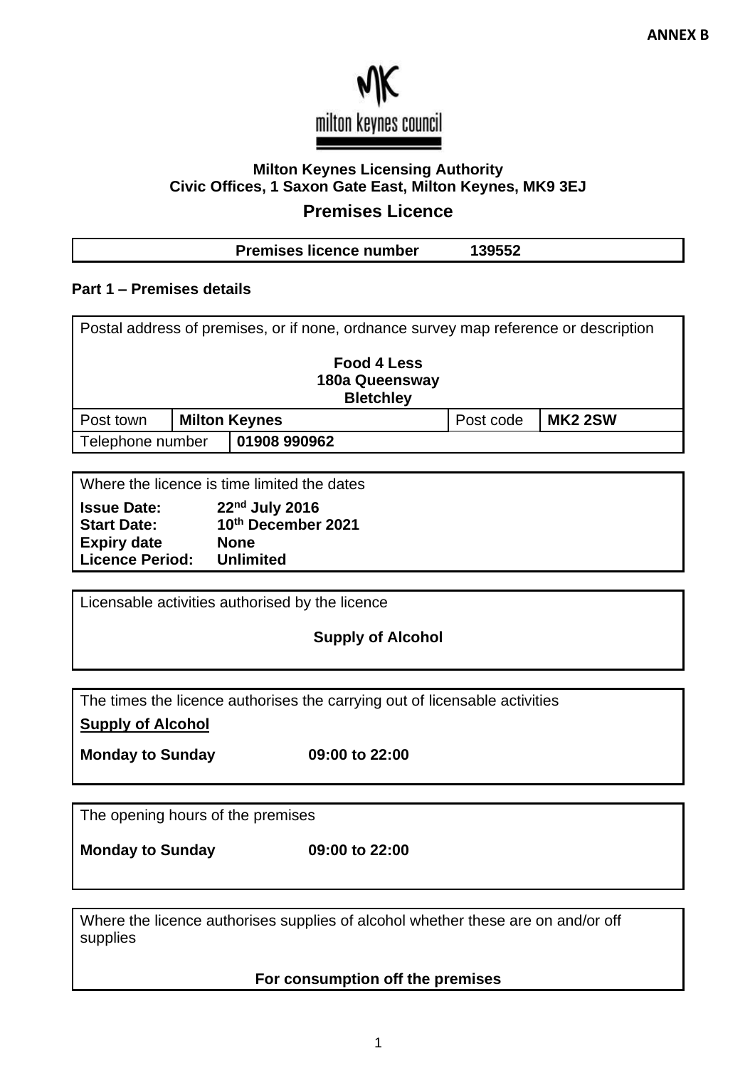**ANNEX B**

milton keynes council

**Milton Keynes Licensing Authority**
**Civic Offices, 1 Saxon Gate East, Milton Keynes, MK9 3EJ**

## Premises Licence

| **Premises licence number** | **139552** |
|---|---|

### Part 1 – Premises details

| Postal address of premises, or if none, ordnance survey map reference or description | | | |
|---|---|---|---|
| **Food 4 Less**<br>**180a Queensway**<br>**Bletchley** | | | |
| Post town | **Milton Keynes** | Post code | **MK2 2SW** |
| Telephone number | **01908 990962** | | |

Where the licence is time limited the dates

**Issue Date:** **22nd July 2016**
**Start Date:** **10th December 2021**
**Expiry date** **None**
**Licence Period:** **Unlimited**

Licensable activities authorised by the licence

**Supply of Alcohol**

The times the licence authorises the carrying out of licensable activities

**Supply of Alcohol**

**Monday to Sunday** **09:00 to 22:00**

The opening hours of the premises

**Monday to Sunday** **09:00 to 22:00**

Where the licence authorises supplies of alcohol whether these are on and/or off supplies

**For consumption off the premises**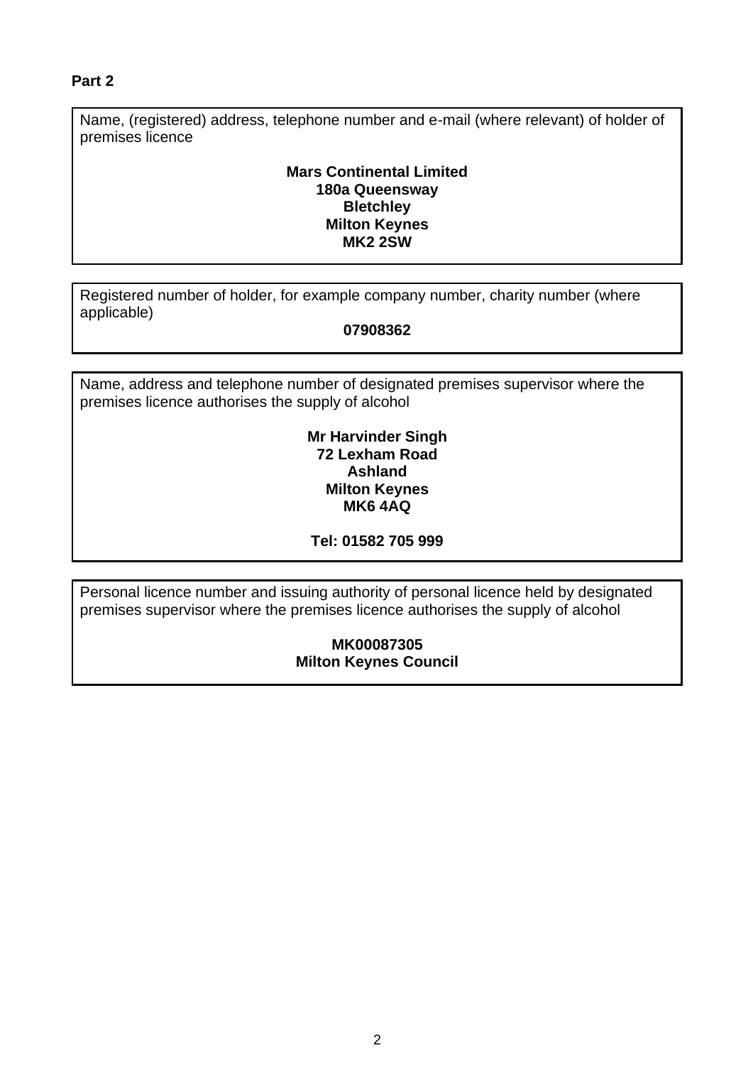**Part 2**

Name, (registered) address, telephone number and e-mail (where relevant) of holder of premises licence

**Mars Continental Limited**
**180a Queensway**
**Bletchley**
**Milton Keynes**
**MK2 2SW**

Registered number of holder, for example company number, charity number (where applicable)

**07908362**

Name, address and telephone number of designated premises supervisor where the premises licence authorises the supply of alcohol

**Mr Harvinder Singh**
**72 Lexham Road**
**Ashland**
**Milton Keynes**
**MK6 4AQ**

**Tel: 01582 705 999**

Personal licence number and issuing authority of personal licence held by designated premises supervisor where the premises licence authorises the supply of alcohol

**MK00087305**
**Milton Keynes Council**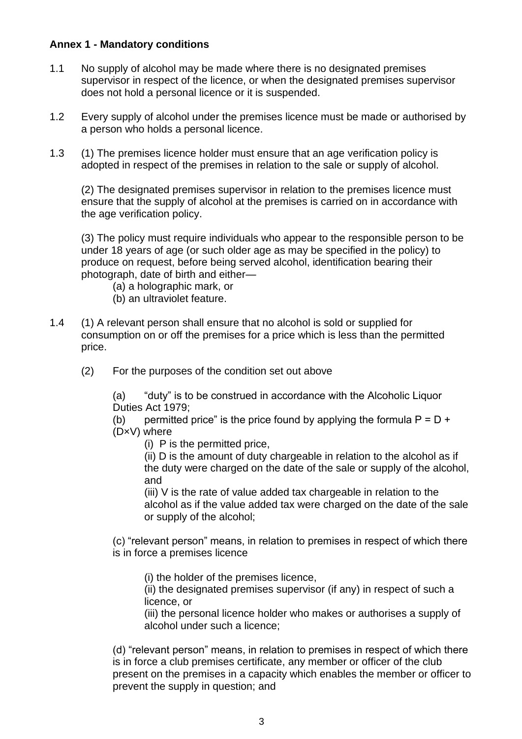**Annex 1 - Mandatory conditions**

1.1 No supply of alcohol may be made where there is no designated premises supervisor in respect of the licence, or when the designated premises supervisor does not hold a personal licence or it is suspended.

1.2 Every supply of alcohol under the premises licence must be made or authorised by a person who holds a personal licence.

1.3 (1) The premises licence holder must ensure that an age verification policy is adopted in respect of the premises in relation to the sale or supply of alcohol.

(2) The designated premises supervisor in relation to the premises licence must ensure that the supply of alcohol at the premises is carried on in accordance with the age verification policy.

(3) The policy must require individuals who appear to the responsible person to be under 18 years of age (or such older age as may be specified in the policy) to produce on request, before being served alcohol, identification bearing their photograph, date of birth and either—

(a) a holographic mark, or
(b) an ultraviolet feature.

1.4 (1) A relevant person shall ensure that no alcohol is sold or supplied for consumption on or off the premises for a price which is less than the permitted price.

(2) For the purposes of the condition set out above

(a) "duty" is to be construed in accordance with the Alcoholic Liquor Duties Act 1979;

(b) permitted price" is the price found by applying the formula $P = D + (D \times V)$ where

(i) P is the permitted price,

(ii) D is the amount of duty chargeable in relation to the alcohol as if the duty were charged on the date of the sale or supply of the alcohol, and

(iii) V is the rate of value added tax chargeable in relation to the alcohol as if the value added tax were charged on the date of the sale or supply of the alcohol;

(c) "relevant person" means, in relation to premises in respect of which there is in force a premises licence

(i) the holder of the premises licence,

(ii) the designated premises supervisor (if any) in respect of such a licence, or

(iii) the personal licence holder who makes or authorises a supply of alcohol under such a licence;

(d) "relevant person" means, in relation to premises in respect of which there is in force a club premises certificate, any member or officer of the club present on the premises in a capacity which enables the member or officer to prevent the supply in question; and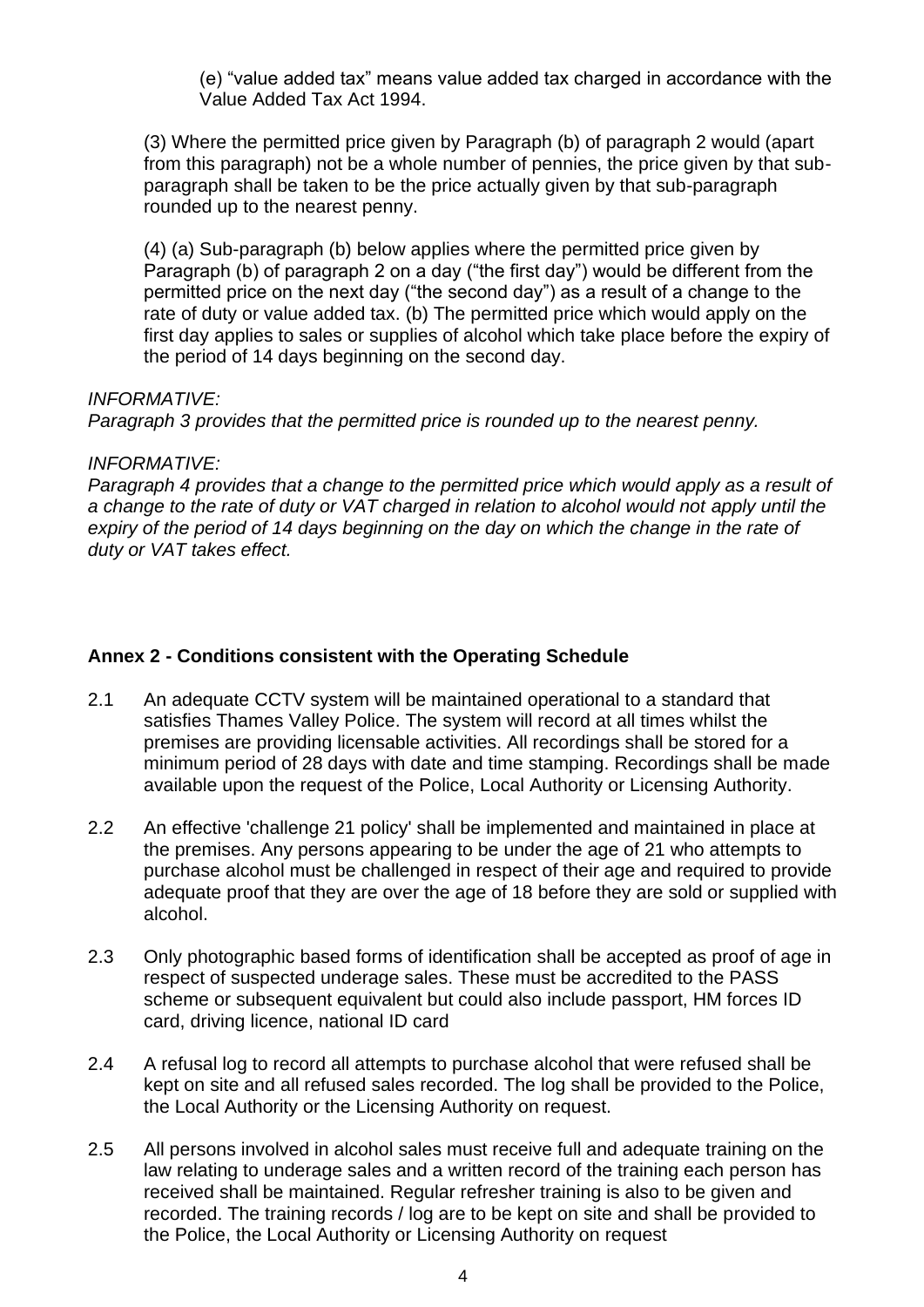(e) “value added tax” means value added tax charged in accordance with the Value Added Tax Act 1994.

(3) Where the permitted price given by Paragraph (b) of paragraph 2 would (apart from this paragraph) not be a whole number of pennies, the price given by that sub-paragraph shall be taken to be the price actually given by that sub-paragraph rounded up to the nearest penny.

(4) (a) Sub-paragraph (b) below applies where the permitted price given by Paragraph (b) of paragraph 2 on a day (“the first day”) would be different from the permitted price on the next day (“the second day”) as a result of a change to the rate of duty or value added tax. (b) The permitted price which would apply on the first day applies to sales or supplies of alcohol which take place before the expiry of the period of 14 days beginning on the second day.

*INFORMATIVE:*
*Paragraph 3 provides that the permitted price is rounded up to the nearest penny.*

*INFORMATIVE:*
*Paragraph 4 provides that a change to the permitted price which would apply as a result of a change to the rate of duty or VAT charged in relation to alcohol would not apply until the expiry of the period of 14 days beginning on the day on which the change in the rate of duty or VAT takes effect.*

**Annex 2 - Conditions consistent with the Operating Schedule**

2.1 An adequate CCTV system will be maintained operational to a standard that satisfies Thames Valley Police. The system will record at all times whilst the premises are providing licensable activities. All recordings shall be stored for a minimum period of 28 days with date and time stamping. Recordings shall be made available upon the request of the Police, Local Authority or Licensing Authority.

2.2 An effective 'challenge 21 policy' shall be implemented and maintained in place at the premises. Any persons appearing to be under the age of 21 who attempts to purchase alcohol must be challenged in respect of their age and required to provide adequate proof that they are over the age of 18 before they are sold or supplied with alcohol.

2.3 Only photographic based forms of identification shall be accepted as proof of age in respect of suspected underage sales. These must be accredited to the PASS scheme or subsequent equivalent but could also include passport, HM forces ID card, driving licence, national ID card

2.4 A refusal log to record all attempts to purchase alcohol that were refused shall be kept on site and all refused sales recorded. The log shall be provided to the Police, the Local Authority or the Licensing Authority on request.

2.5 All persons involved in alcohol sales must receive full and adequate training on the law relating to underage sales and a written record of the training each person has received shall be maintained. Regular refresher training is also to be given and recorded. The training records / log are to be kept on site and shall be provided to the Police, the Local Authority or Licensing Authority on request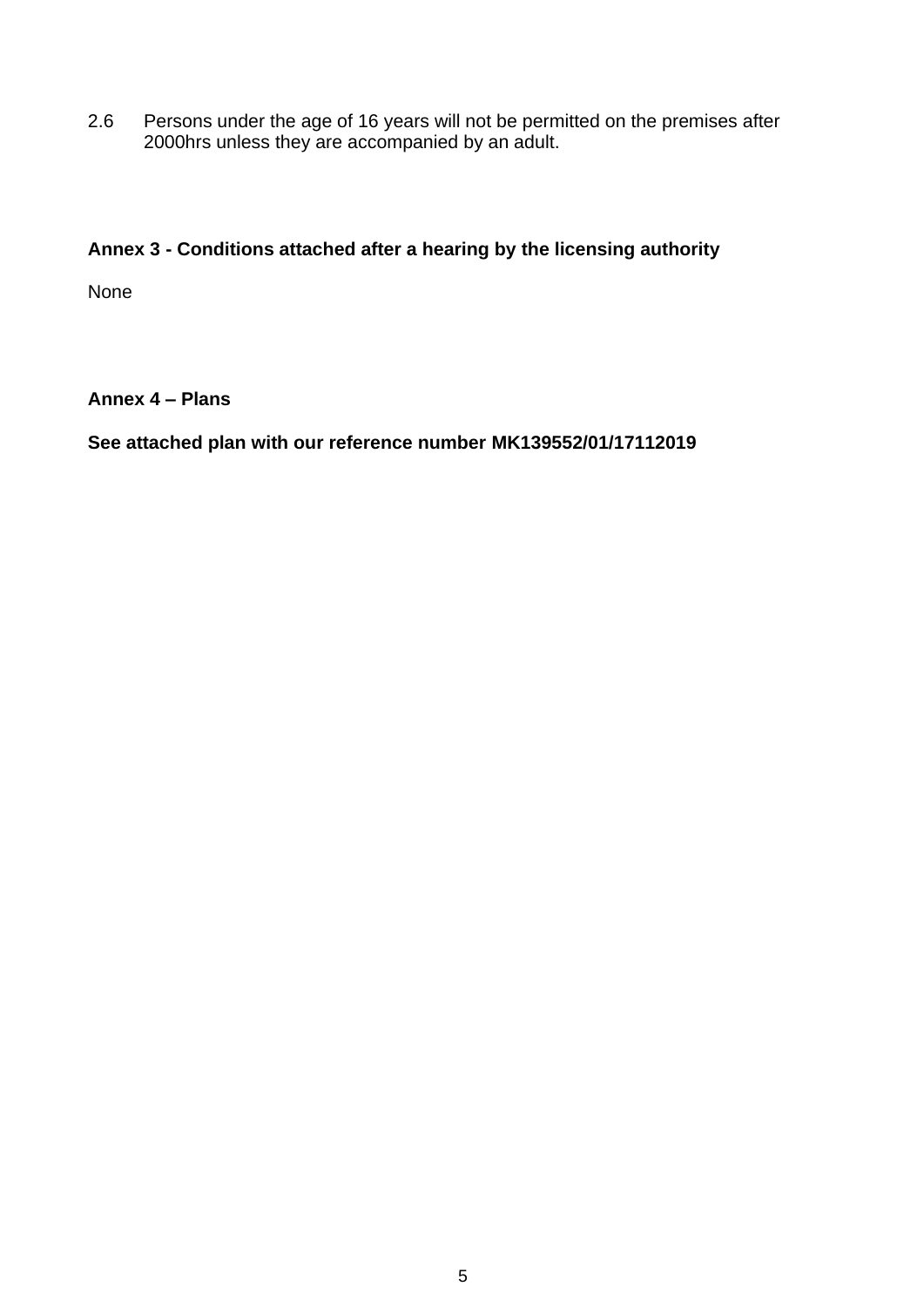2.6 Persons under the age of 16 years will not be permitted on the premises after 2000hrs unless they are accompanied by an adult.

## Annex 3 - Conditions attached after a hearing by the licensing authority

None

## Annex 4 – Plans

**See attached plan with our reference number MK139552/01/17112019**